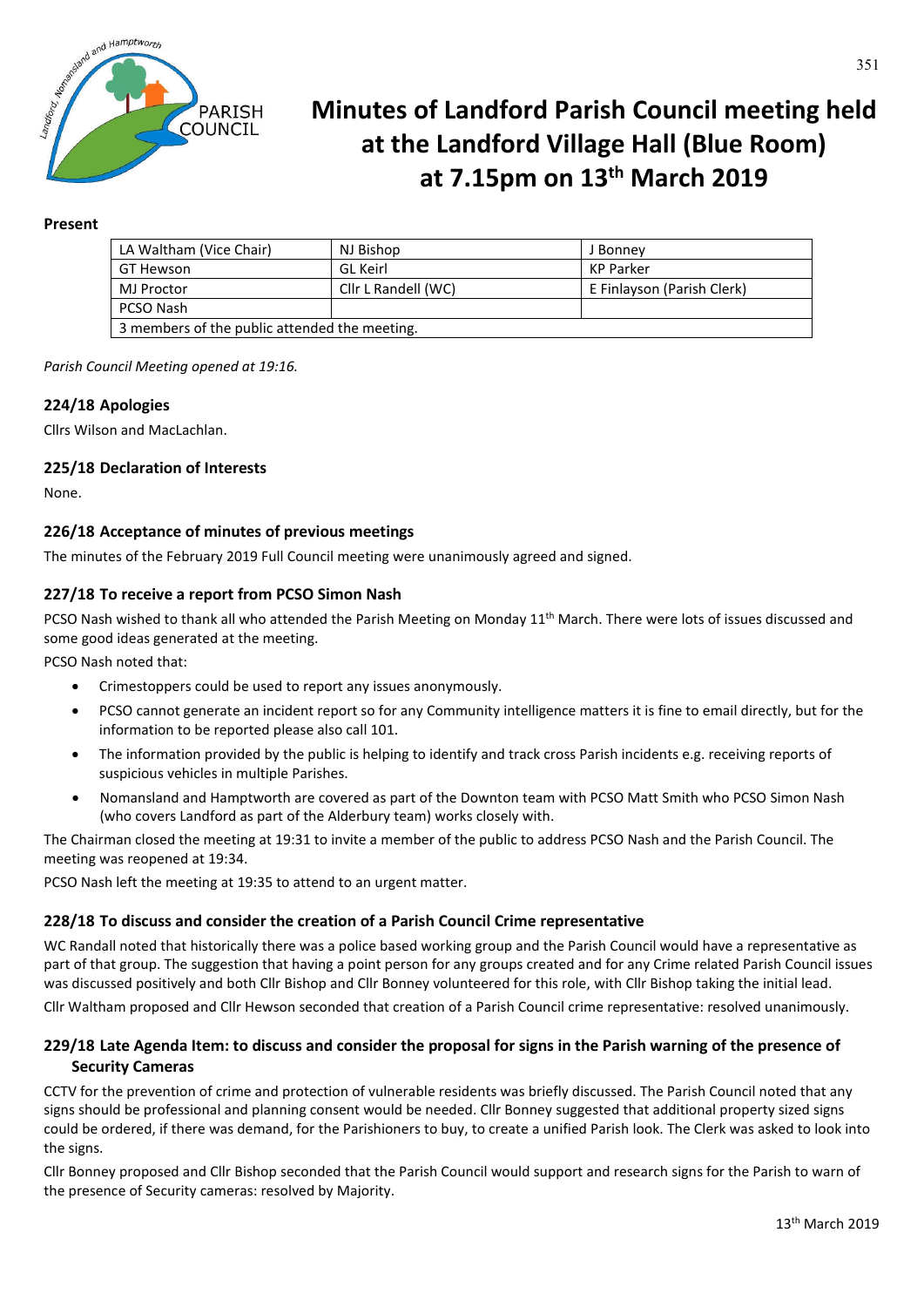# Minutes of Landford Parish Council meeting held at the Landford Village Hall (Blue Room) at 7.15pm on 13th March 2019

**Present**

| LA Waltham (Vice Chair) | NJ Bishop | J Bonney |
|---|---|---|
| GT Hewson | GL Keirl | KP Parker |
| MJ Proctor | Cllr L Randell (WC) | E Finlayson (Parish Clerk) |
| PCSO Nash | | |
| 3 members of the public attended the meeting. | | |

*Parish Council Meeting opened at 19:16.*

### 224/18 Apologies

Cllrs Wilson and MacLachlan.

### 225/18 Declaration of Interests

None.

### 226/18 Acceptance of minutes of previous meetings

The minutes of the February 2019 Full Council meeting were unanimously agreed and signed.

### 227/18 To receive a report from PCSO Simon Nash

PCSO Nash wished to thank all who attended the Parish Meeting on Monday 11th March. There were lots of issues discussed and some good ideas generated at the meeting.

PCSO Nash noted that:

- Crimestoppers could be used to report any issues anonymously.
- PCSO cannot generate an incident report so for any Community intelligence matters it is fine to email directly, but for the information to be reported please also call 101.
- The information provided by the public is helping to identify and track cross Parish incidents e.g. receiving reports of suspicious vehicles in multiple Parishes.
- Nomansland and Hamptworth are covered as part of the Downton team with PCSO Matt Smith who PCSO Simon Nash (who covers Landford as part of the Alderbury team) works closely with.

The Chairman closed the meeting at 19:31 to invite a member of the public to address PCSO Nash and the Parish Council. The meeting was reopened at 19:34.

PCSO Nash left the meeting at 19:35 to attend to an urgent matter.

### 228/18 To discuss and consider the creation of a Parish Council Crime representative

WC Randall noted that historically there was a police based working group and the Parish Council would have a representative as part of that group. The suggestion that having a point person for any groups created and for any Crime related Parish Council issues was discussed positively and both Cllr Bishop and Cllr Bonney volunteered for this role, with Cllr Bishop taking the initial lead.

Cllr Waltham proposed and Cllr Hewson seconded that creation of a Parish Council crime representative: resolved unanimously.

### 229/18 Late Agenda Item: to discuss and consider the proposal for signs in the Parish warning of the presence of Security Cameras

CCTV for the prevention of crime and protection of vulnerable residents was briefly discussed. The Parish Council noted that any signs should be professional and planning consent would be needed. Cllr Bonney suggested that additional property sized signs could be ordered, if there was demand, for the Parishioners to buy, to create a unified Parish look. The Clerk was asked to look into the signs.

Cllr Bonney proposed and Cllr Bishop seconded that the Parish Council would support and research signs for the Parish to warn of the presence of Security cameras: resolved by Majority.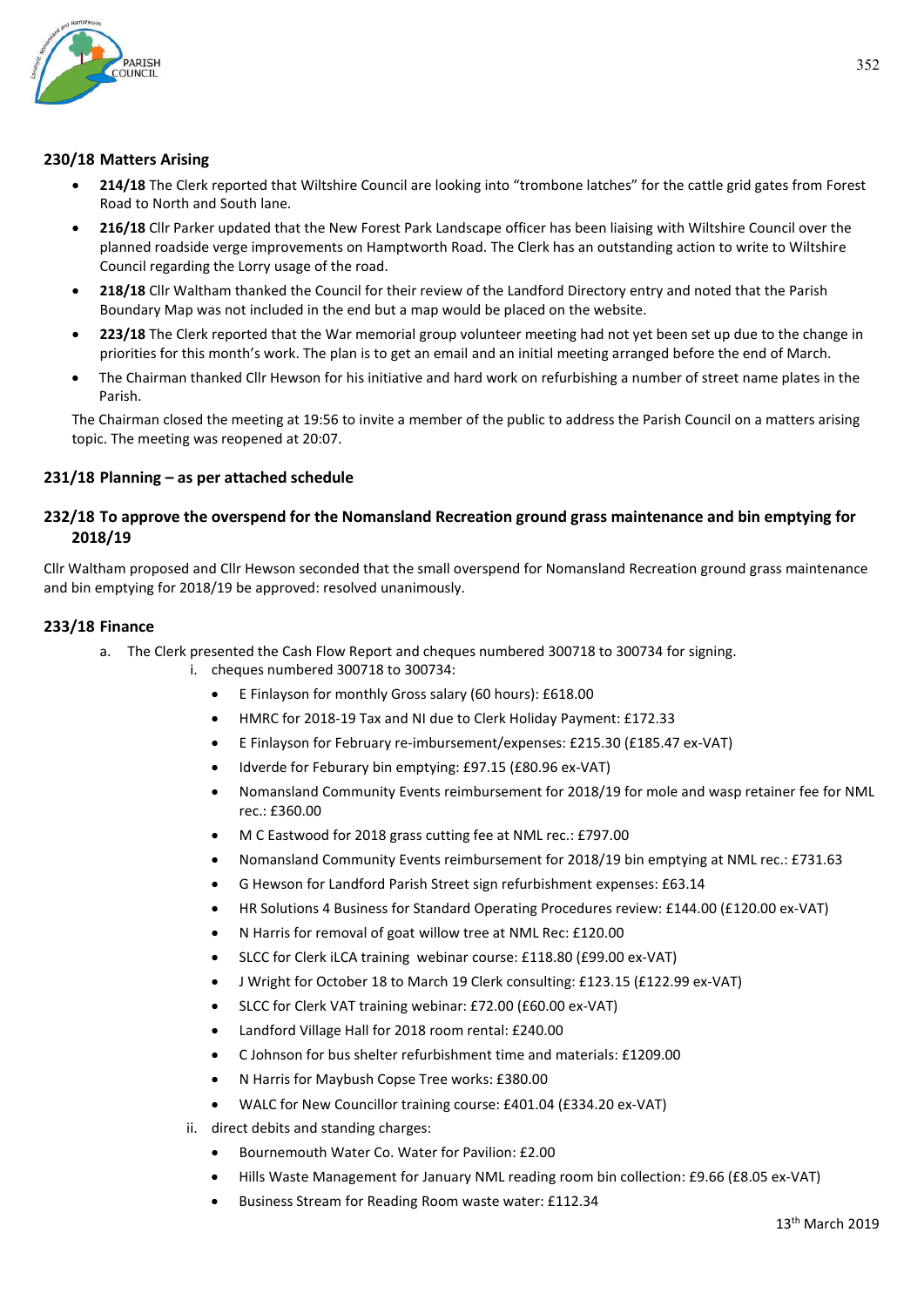## 230/18 Matters Arising

- **214/18** The Clerk reported that Wiltshire Council are looking into "trombone latches" for the cattle grid gates from Forest Road to North and South lane.
- **216/18** Cllr Parker updated that the New Forest Park Landscape officer has been liaising with Wiltshire Council over the planned roadside verge improvements on Hamptworth Road. The Clerk has an outstanding action to write to Wiltshire Council regarding the Lorry usage of the road.
- **218/18** Cllr Waltham thanked the Council for their review of the Landford Directory entry and noted that the Parish Boundary Map was not included in the end but a map would be placed on the website.
- **223/18** The Clerk reported that the War memorial group volunteer meeting had not yet been set up due to the change in priorities for this month's work. The plan is to get an email and an initial meeting arranged before the end of March.
- The Chairman thanked Cllr Hewson for his initiative and hard work on refurbishing a number of street name plates in the Parish.

The Chairman closed the meeting at 19:56 to invite a member of the public to address the Parish Council on a matters arising topic. The meeting was reopened at 20:07.

## 231/18 Planning – as per attached schedule

## 232/18 To approve the overspend for the Nomansland Recreation ground grass maintenance and bin emptying for 2018/19

Cllr Waltham proposed and Cllr Hewson seconded that the small overspend for Nomansland Recreation ground grass maintenance and bin emptying for 2018/19 be approved: resolved unanimously.

## 233/18 Finance

a. The Clerk presented the Cash Flow Report and cheques numbered 300718 to 300734 for signing.

   i. cheques numbered 300718 to 300734:

   - E Finlayson for monthly Gross salary (60 hours): £618.00
   - HMRC for 2018-19 Tax and NI due to Clerk Holiday Payment: £172.33
   - E Finlayson for February re-imbursement/expenses: £215.30 (£185.47 ex-VAT)
   - Idverde for Feburary bin emptying: £97.15 (£80.96 ex-VAT)
   - Nomansland Community Events reimbursement for 2018/19 for mole and wasp retainer fee for NML rec.: £360.00
   - M C Eastwood for 2018 grass cutting fee at NML rec.: £797.00
   - Nomansland Community Events reimbursement for 2018/19 bin emptying at NML rec.: £731.63
   - G Hewson for Landford Parish Street sign refurbishment expenses: £63.14
   - HR Solutions 4 Business for Standard Operating Procedures review: £144.00 (£120.00 ex-VAT)
   - N Harris for removal of goat willow tree at NML Rec: £120.00
   - SLCC for Clerk iLCA training webinar course: £118.80 (£99.00 ex-VAT)
   - J Wright for October 18 to March 19 Clerk consulting: £123.15 (£122.99 ex-VAT)
   - SLCC for Clerk VAT training webinar: £72.00 (£60.00 ex-VAT)
   - Landford Village Hall for 2018 room rental: £240.00
   - C Johnson for bus shelter refurbishment time and materials: £1209.00
   - N Harris for Maybush Copse Tree works: £380.00
   - WALC for New Councillor training course: £401.04 (£334.20 ex-VAT)

   ii. direct debits and standing charges:

   - Bournemouth Water Co. Water for Pavilion: £2.00
   - Hills Waste Management for January NML reading room bin collection: £9.66 (£8.05 ex-VAT)
   - Business Stream for Reading Room waste water: £112.34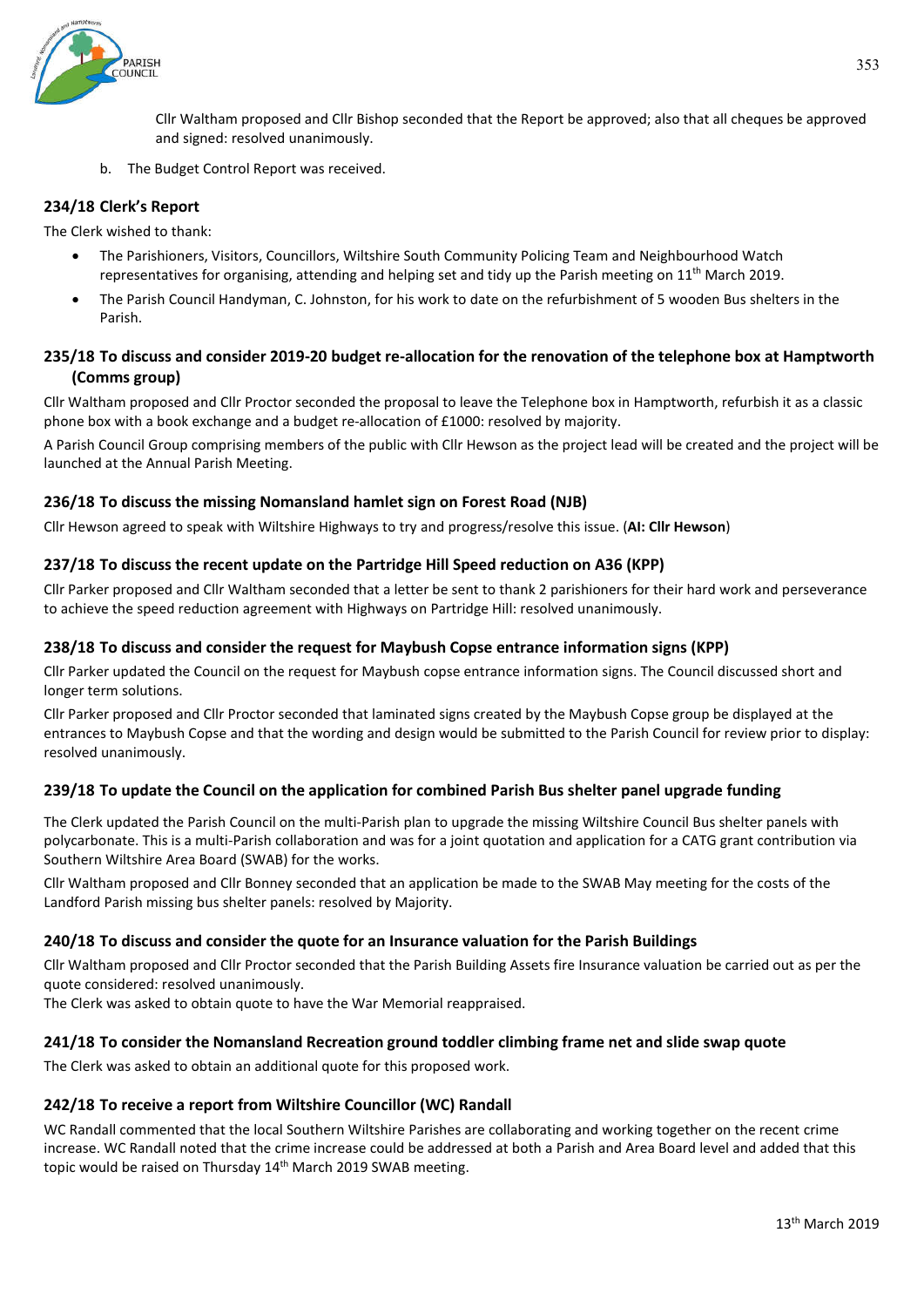Cllr Waltham proposed and Cllr Bishop seconded that the Report be approved; also that all cheques be approved and signed: resolved unanimously.

b. The Budget Control Report was received.

### 234/18 Clerk's Report

The Clerk wished to thank:

- The Parishioners, Visitors, Councillors, Wiltshire South Community Policing Team and Neighbourhood Watch representatives for organising, attending and helping set and tidy up the Parish meeting on 11th March 2019.
- The Parish Council Handyman, C. Johnston, for his work to date on the refurbishment of 5 wooden Bus shelters in the Parish.

### 235/18 To discuss and consider 2019-20 budget re-allocation for the renovation of the telephone box at Hamptworth (Comms group)

Cllr Waltham proposed and Cllr Proctor seconded the proposal to leave the Telephone box in Hamptworth, refurbish it as a classic phone box with a book exchange and a budget re-allocation of £1000: resolved by majority.

A Parish Council Group comprising members of the public with Cllr Hewson as the project lead will be created and the project will be launched at the Annual Parish Meeting.

### 236/18 To discuss the missing Nomansland hamlet sign on Forest Road (NJB)

Cllr Hewson agreed to speak with Wiltshire Highways to try and progress/resolve this issue. (**AI: Cllr Hewson**)

### 237/18 To discuss the recent update on the Partridge Hill Speed reduction on A36 (KPP)

Cllr Parker proposed and Cllr Waltham seconded that a letter be sent to thank 2 parishioners for their hard work and perseverance to achieve the speed reduction agreement with Highways on Partridge Hill: resolved unanimously.

### 238/18 To discuss and consider the request for Maybush Copse entrance information signs (KPP)

Cllr Parker updated the Council on the request for Maybush copse entrance information signs. The Council discussed short and longer term solutions.

Cllr Parker proposed and Cllr Proctor seconded that laminated signs created by the Maybush Copse group be displayed at the entrances to Maybush Copse and that the wording and design would be submitted to the Parish Council for review prior to display: resolved unanimously.

### 239/18 To update the Council on the application for combined Parish Bus shelter panel upgrade funding

The Clerk updated the Parish Council on the multi-Parish plan to upgrade the missing Wiltshire Council Bus shelter panels with polycarbonate. This is a multi-Parish collaboration and was for a joint quotation and application for a CATG grant contribution via Southern Wiltshire Area Board (SWAB) for the works.

Cllr Waltham proposed and Cllr Bonney seconded that an application be made to the SWAB May meeting for the costs of the Landford Parish missing bus shelter panels: resolved by Majority.

### 240/18 To discuss and consider the quote for an Insurance valuation for the Parish Buildings

Cllr Waltham proposed and Cllr Proctor seconded that the Parish Building Assets fire Insurance valuation be carried out as per the quote considered: resolved unanimously.
The Clerk was asked to obtain quote to have the War Memorial reappraised.

### 241/18 To consider the Nomansland Recreation ground toddler climbing frame net and slide swap quote

The Clerk was asked to obtain an additional quote for this proposed work.

### 242/18 To receive a report from Wiltshire Councillor (WC) Randall

WC Randall commented that the local Southern Wiltshire Parishes are collaborating and working together on the recent crime increase. WC Randall noted that the crime increase could be addressed at both a Parish and Area Board level and added that this topic would be raised on Thursday 14th March 2019 SWAB meeting.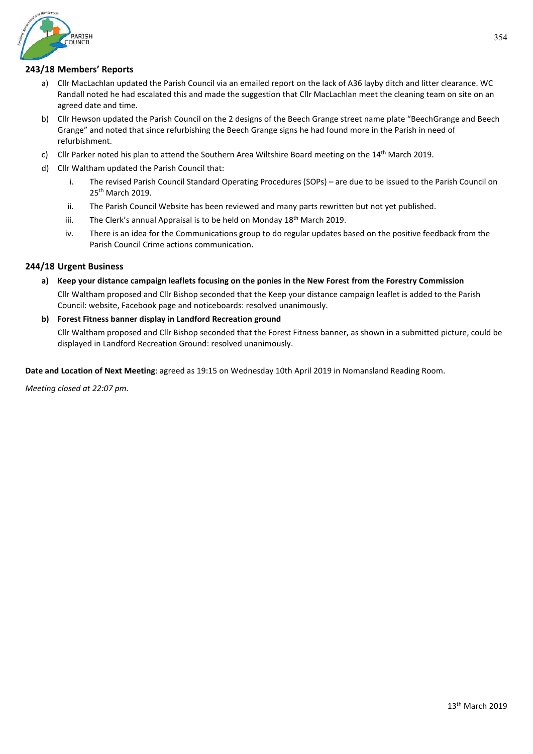### 243/18 Members' Reports

a) Cllr MacLachlan updated the Parish Council via an emailed report on the lack of A36 layby ditch and litter clearance. WC Randall noted he had escalated this and made the suggestion that Cllr MacLachlan meet the cleaning team on site on an agreed date and time.

b) Cllr Hewson updated the Parish Council on the 2 designs of the Beech Grange street name plate "BeechGrange and Beech Grange" and noted that since refurbishing the Beech Grange signs he had found more in the Parish in need of refurbishment.

c) Cllr Parker noted his plan to attend the Southern Area Wiltshire Board meeting on the 14th March 2019.

d) Cllr Waltham updated the Parish Council that:

   i. The revised Parish Council Standard Operating Procedures (SOPs) – are due to be issued to the Parish Council on 25th March 2019.

   ii. The Parish Council Website has been reviewed and many parts rewritten but not yet published.

   iii. The Clerk's annual Appraisal is to be held on Monday 18th March 2019.

   iv. There is an idea for the Communications group to do regular updates based on the positive feedback from the Parish Council Crime actions communication.

### 244/18 Urgent Business

**a) Keep your distance campaign leaflets focusing on the ponies in the New Forest from the Forestry Commission**

Cllr Waltham proposed and Cllr Bishop seconded that the Keep your distance campaign leaflet is added to the Parish Council: website, Facebook page and noticeboards: resolved unanimously.

**b) Forest Fitness banner display in Landford Recreation ground**

Cllr Waltham proposed and Cllr Bishop seconded that the Forest Fitness banner, as shown in a submitted picture, could be displayed in Landford Recreation Ground: resolved unanimously.

**Date and Location of Next Meeting**: agreed as 19:15 on Wednesday 10th April 2019 in Nomansland Reading Room.

*Meeting closed at 22:07 pm.*